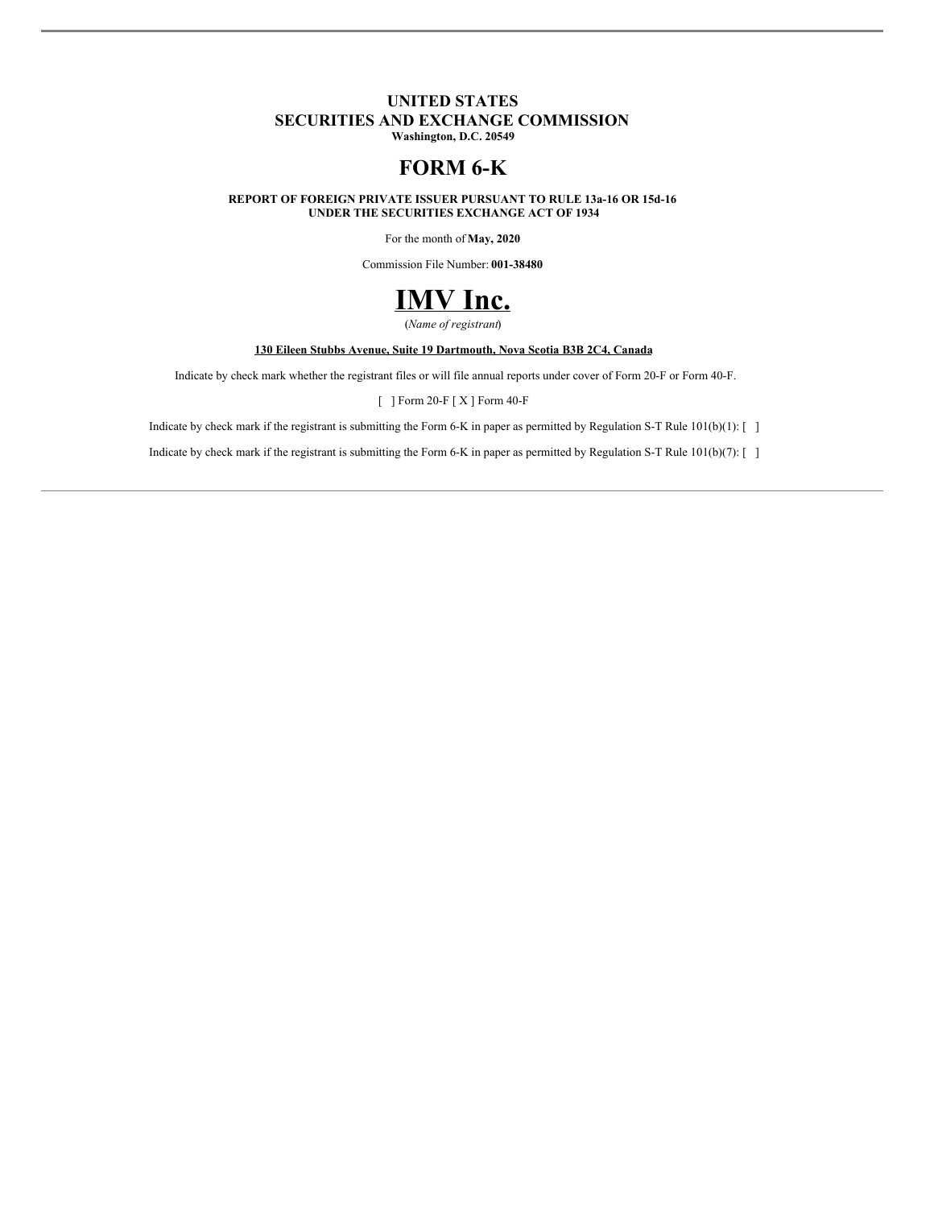# UNITED STATES
# SECURITIES AND EXCHANGE COMMISSION

**Washington, D.C. 20549**

# FORM 6-K

**REPORT OF FOREIGN PRIVATE ISSUER PURSUANT TO RULE 13a-16 OR 15d-16
UNDER THE SECURITIES EXCHANGE ACT OF 1934**

For the month of **May, 2020**

Commission File Number: **001-38480**

# IMV Inc.

(*Name of registrant*)

**130 Eileen Stubbs Avenue, Suite 19 Dartmouth, Nova Scotia B3B 2C4, Canada**

Indicate by check mark whether the registrant files or will file annual reports under cover of Form 20-F or Form 40-F.

[ ] Form 20-F [ X ] Form 40-F

Indicate by check mark if the registrant is submitting the Form 6-K in paper as permitted by Regulation S-T Rule 101(b)(1): [ ]

Indicate by check mark if the registrant is submitting the Form 6-K in paper as permitted by Regulation S-T Rule 101(b)(7): [ ]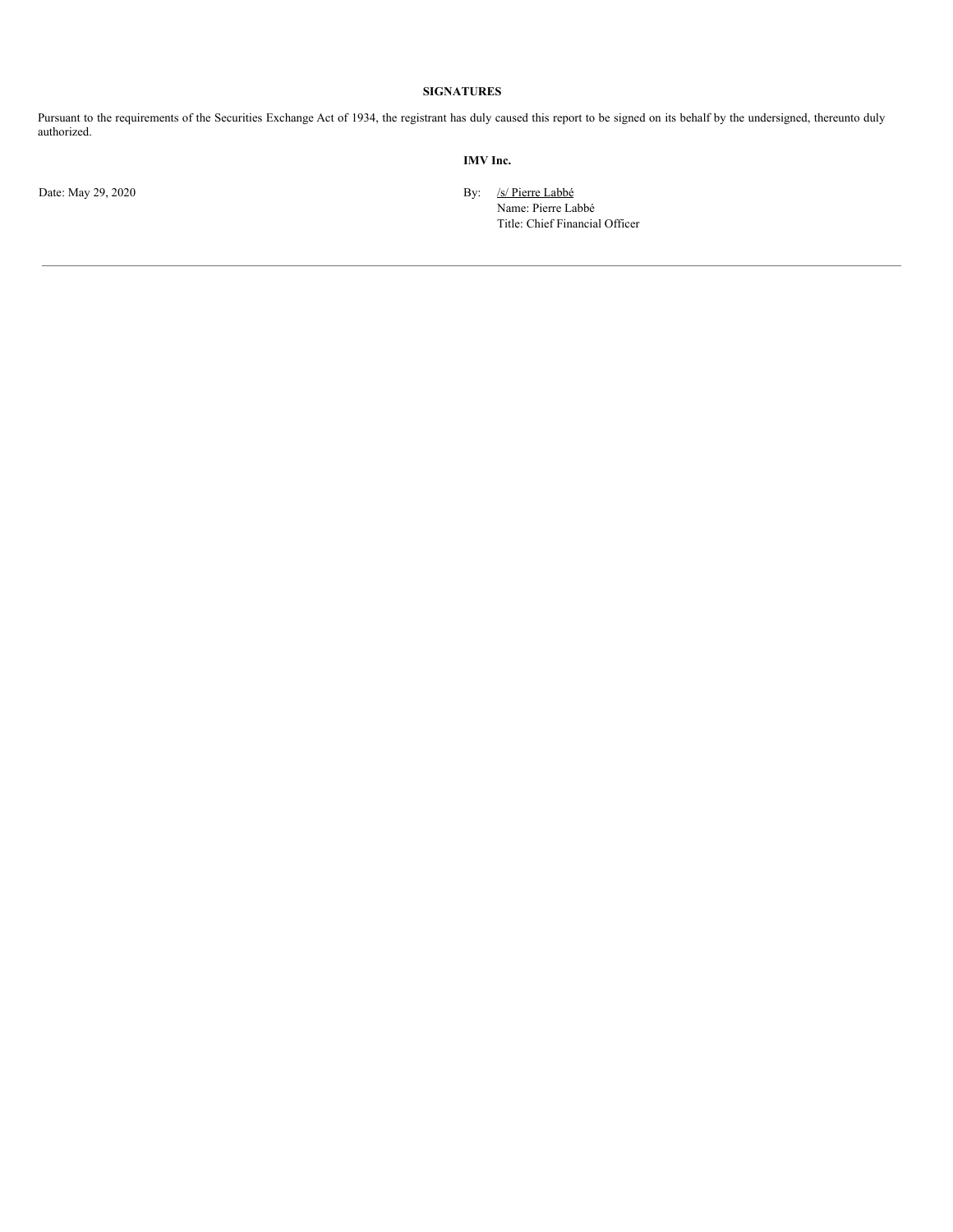**SIGNATURES**

Pursuant to the requirements of the Securities Exchange Act of 1934, the registrant has duly caused this report to be signed on its behalf by the undersigned, thereunto duly authorized.

**IMV Inc.**

Date: May 29, 2020

By: /s/ Pierre Labbé
Name: Pierre Labbé
Title: Chief Financial Officer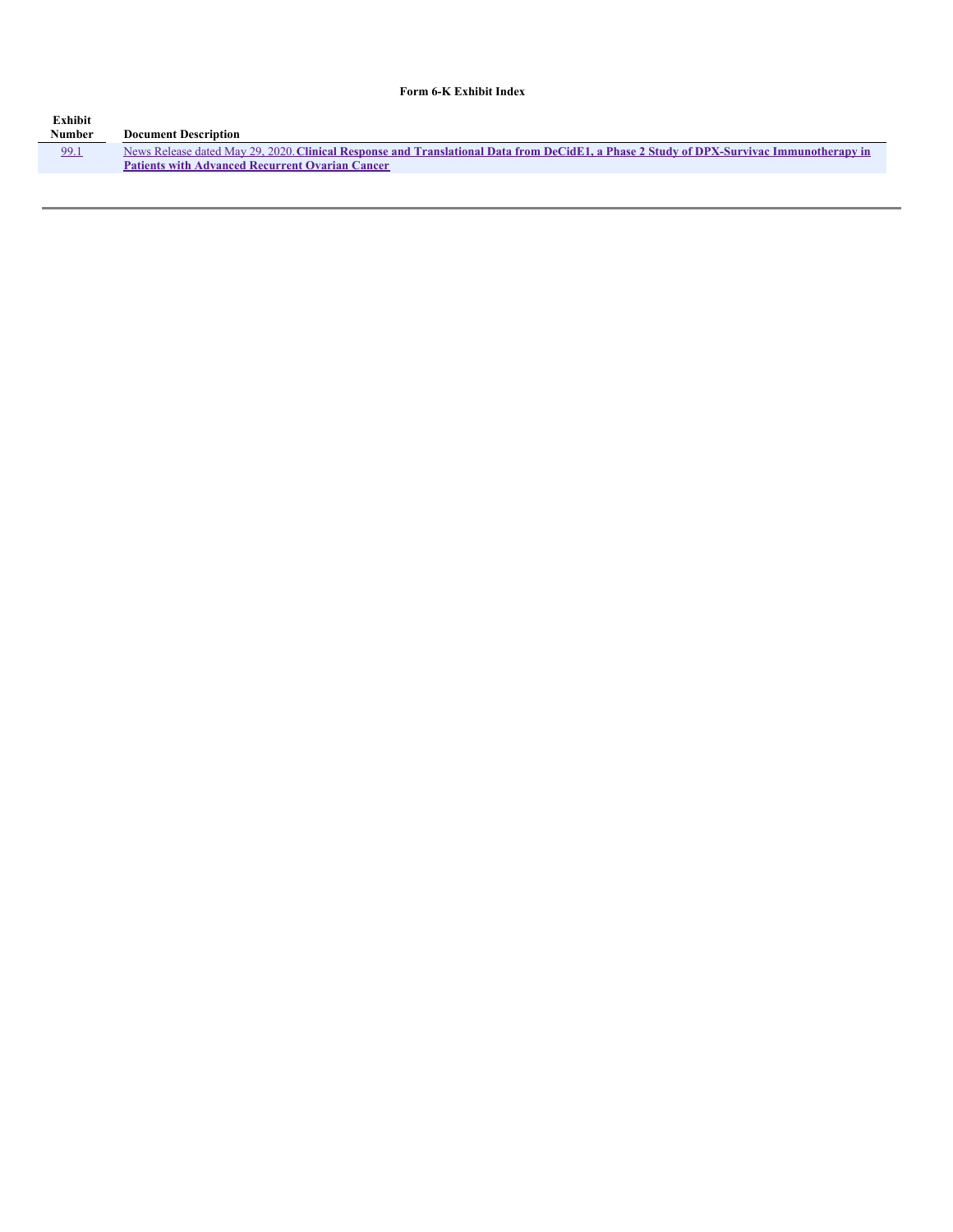**Form 6-K Exhibit Index**

| Exhibit Number | Document Description |
| --- | --- |
| 99.1 | News Release dated May 29, 2020. **Clinical Response and Translational Data from DeCidE1, a Phase 2 Study of DPX-Survivac Immunotherapy in Patients with Advanced Recurrent Ovarian Cancer** |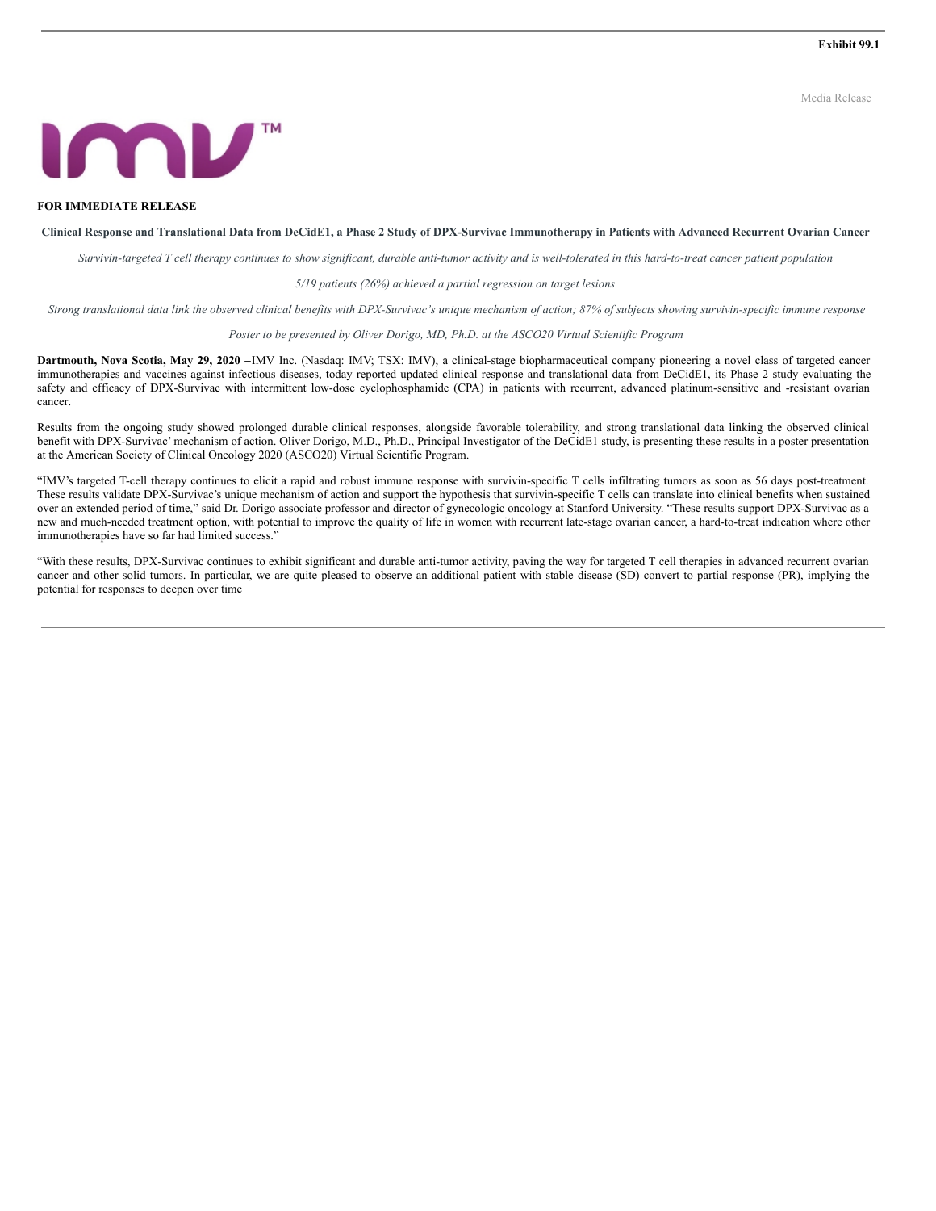**Exhibit 99.1**

Media Release

**FOR IMMEDIATE RELEASE**

**Clinical Response and Translational Data from DeCidE1, a Phase 2 Study of DPX-Survivac Immunotherapy in Patients with Advanced Recurrent Ovarian Cancer**

*Survivin-targeted T cell therapy continues to show significant, durable anti-tumor activity and is well-tolerated in this hard-to-treat cancer patient population*

*5/19 patients (26%) achieved a partial regression on target lesions*

*Strong translational data link the observed clinical benefits with DPX-Survivac's unique mechanism of action; 87% of subjects showing survivin-specific immune response*

*Poster to be presented by Oliver Dorigo, MD, Ph.D. at the ASCO20 Virtual Scientific Program*

**Dartmouth, Nova Scotia, May 29, 2020 –**IMV Inc. (Nasdaq: IMV; TSX: IMV), a clinical-stage biopharmaceutical company pioneering a novel class of targeted cancer immunotherapies and vaccines against infectious diseases, today reported updated clinical response and translational data from DeCidE1, its Phase 2 study evaluating the safety and efficacy of DPX-Survivac with intermittent low-dose cyclophosphamide (CPA) in patients with recurrent, advanced platinum-sensitive and -resistant ovarian cancer.

Results from the ongoing study showed prolonged durable clinical responses, alongside favorable tolerability, and strong translational data linking the observed clinical benefit with DPX-Survivac' mechanism of action. Oliver Dorigo, M.D., Ph.D., Principal Investigator of the DeCidE1 study, is presenting these results in a poster presentation at the American Society of Clinical Oncology 2020 (ASCO20) Virtual Scientific Program.

"IMV's targeted T-cell therapy continues to elicit a rapid and robust immune response with survivin-specific T cells infiltrating tumors as soon as 56 days post-treatment. These results validate DPX-Survivac's unique mechanism of action and support the hypothesis that survivin-specific T cells can translate into clinical benefits when sustained over an extended period of time," said Dr. Dorigo associate professor and director of gynecologic oncology at Stanford University. "These results support DPX-Survivac as a new and much-needed treatment option, with potential to improve the quality of life in women with recurrent late-stage ovarian cancer, a hard-to-treat indication where other immunotherapies have so far had limited success."

"With these results, DPX-Survivac continues to exhibit significant and durable anti-tumor activity, paving the way for targeted T cell therapies in advanced recurrent ovarian cancer and other solid tumors. In particular, we are quite pleased to observe an additional patient with stable disease (SD) convert to partial response (PR), implying the potential for responses to deepen over time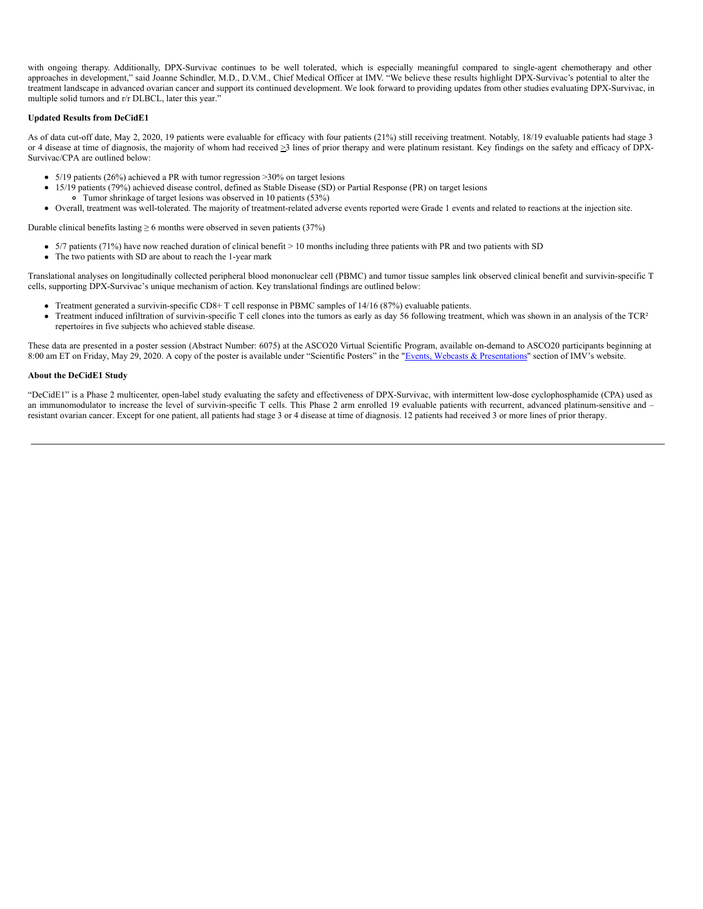with ongoing therapy. Additionally, DPX-Survivac continues to be well tolerated, which is especially meaningful compared to single-agent chemotherapy and other approaches in development," said Joanne Schindler, M.D., D.V.M., Chief Medical Officer at IMV. "We believe these results highlight DPX-Survivac's potential to alter the treatment landscape in advanced ovarian cancer and support its continued development. We look forward to providing updates from other studies evaluating DPX-Survivac, in multiple solid tumors and r/r DLBCL, later this year."

**Updated Results from DeCidE1**

As of data cut-off date, May 2, 2020, 19 patients were evaluable for efficacy with four patients (21%) still receiving treatment. Notably, 18/19 evaluable patients had stage 3 or 4 disease at time of diagnosis, the majority of whom had received ≥3 lines of prior therapy and were platinum resistant. Key findings on the safety and efficacy of DPX-Survivac/CPA are outlined below:

- 5/19 patients (26%) achieved a PR with tumor regression >30% on target lesions
- 15/19 patients (79%) achieved disease control, defined as Stable Disease (SD) or Partial Response (PR) on target lesions
  - Tumor shrinkage of target lesions was observed in 10 patients (53%)
- Overall, treatment was well-tolerated. The majority of treatment-related adverse events reported were Grade 1 events and related to reactions at the injection site.

Durable clinical benefits lasting ≥ 6 months were observed in seven patients (37%)

- 5/7 patients (71%) have now reached duration of clinical benefit > 10 months including three patients with PR and two patients with SD
- The two patients with SD are about to reach the 1-year mark

Translational analyses on longitudinally collected peripheral blood mononuclear cell (PBMC) and tumor tissue samples link observed clinical benefit and survivin-specific T cells, supporting DPX-Survivac's unique mechanism of action. Key translational findings are outlined below:

- Treatment generated a survivin-specific CD8+ T cell response in PBMC samples of 14/16 (87%) evaluable patients.
- Treatment induced infiltration of survivin-specific T cell clones into the tumors as early as day 56 following treatment, which was shown in an analysis of the TCR² repertoires in five subjects who achieved stable disease.

These data are presented in a poster session (Abstract Number: 6075) at the ASCO20 Virtual Scientific Program, available on-demand to ASCO20 participants beginning at 8:00 am ET on Friday, May 29, 2020. A copy of the poster is available under "Scientific Posters" in the "Events, Webcasts & Presentations" section of IMV's website.

**About the DeCidE1 Study**

"DeCidE1" is a Phase 2 multicenter, open-label study evaluating the safety and effectiveness of DPX-Survivac, with intermittent low-dose cyclophosphamide (CPA) used as an immunomodulator to increase the level of survivin-specific T cells. This Phase 2 arm enrolled 19 evaluable patients with recurrent, advanced platinum-sensitive and –resistant ovarian cancer. Except for one patient, all patients had stage 3 or 4 disease at time of diagnosis. 12 patients had received 3 or more lines of prior therapy.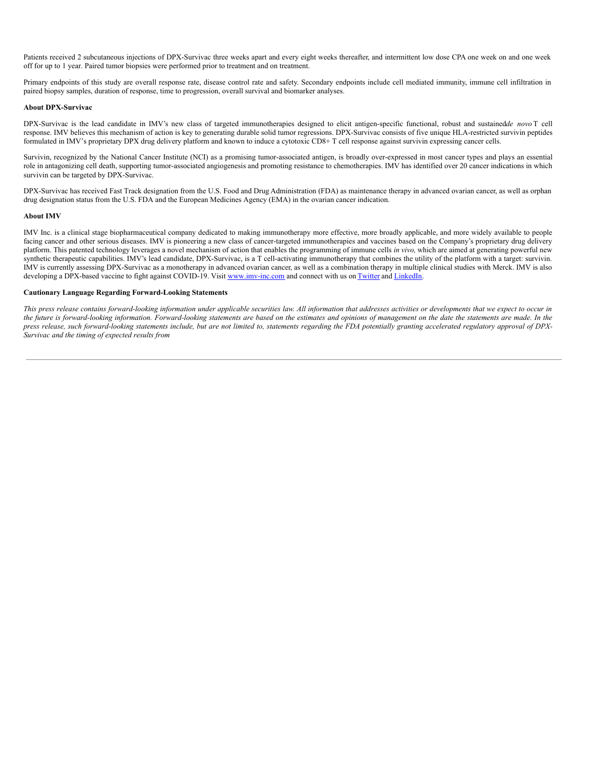Patients received 2 subcutaneous injections of DPX-Survivac three weeks apart and every eight weeks thereafter, and intermittent low dose CPA one week on and one week off for up to 1 year. Paired tumor biopsies were performed prior to treatment and on treatment.

Primary endpoints of this study are overall response rate, disease control rate and safety. Secondary endpoints include cell mediated immunity, immune cell infiltration in paired biopsy samples, duration of response, time to progression, overall survival and biomarker analyses.

**About DPX-Survivac**

DPX-Survivac is the lead candidate in IMV's new class of targeted immunotherapies designed to elicit antigen-specific functional, robust and sustained *de novo* T cell response. IMV believes this mechanism of action is key to generating durable solid tumor regressions. DPX-Survivac consists of five unique HLA-restricted survivin peptides formulated in IMV's proprietary DPX drug delivery platform and known to induce a cytotoxic CD8+ T cell response against survivin expressing cancer cells.

Survivin, recognized by the National Cancer Institute (NCI) as a promising tumor-associated antigen, is broadly over-expressed in most cancer types and plays an essential role in antagonizing cell death, supporting tumor-associated angiogenesis and promoting resistance to chemotherapies. IMV has identified over 20 cancer indications in which survivin can be targeted by DPX-Survivac.

DPX-Survivac has received Fast Track designation from the U.S. Food and Drug Administration (FDA) as maintenance therapy in advanced ovarian cancer, as well as orphan drug designation status from the U.S. FDA and the European Medicines Agency (EMA) in the ovarian cancer indication.

**About IMV**

IMV Inc. is a clinical stage biopharmaceutical company dedicated to making immunotherapy more effective, more broadly applicable, and more widely available to people facing cancer and other serious diseases. IMV is pioneering a new class of cancer-targeted immunotherapies and vaccines based on the Company's proprietary drug delivery platform. This patented technology leverages a novel mechanism of action that enables the programming of immune cells *in vivo,* which are aimed at generating powerful new synthetic therapeutic capabilities. IMV's lead candidate, DPX-Survivac, is a T cell-activating immunotherapy that combines the utility of the platform with a target: survivin. IMV is currently assessing DPX-Survivac as a monotherapy in advanced ovarian cancer, as well as a combination therapy in multiple clinical studies with Merck. IMV is also developing a DPX-based vaccine to fight against COVID-19. Visit www.imv-inc.com and connect with us on Twitter and LinkedIn.

**Cautionary Language Regarding Forward-Looking Statements**

*This press release contains forward-looking information under applicable securities law. All information that addresses activities or developments that we expect to occur in the future is forward-looking information. Forward-looking statements are based on the estimates and opinions of management on the date the statements are made. In the press release, such forward-looking statements include, but are not limited to, statements regarding the FDA potentially granting accelerated regulatory approval of DPX-Survivac and the timing of expected results from*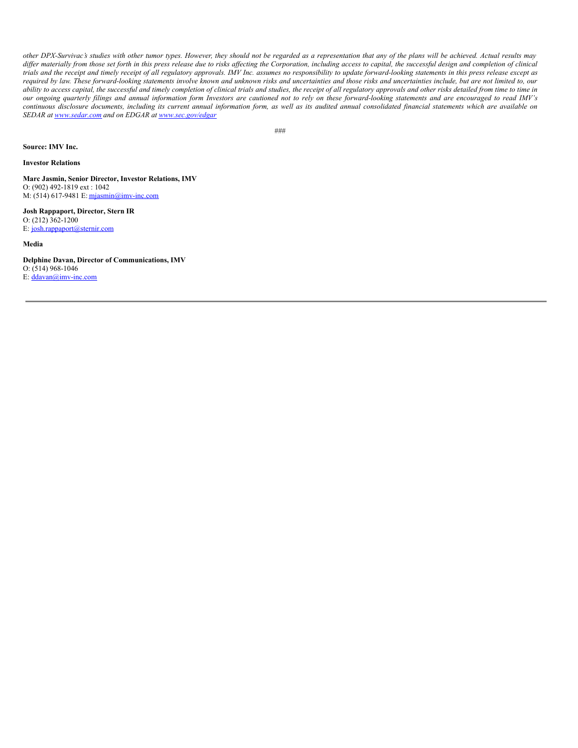*other DPX-Survivac's studies with other tumor types. However, they should not be regarded as a representation that any of the plans will be achieved. Actual results may differ materially from those set forth in this press release due to risks affecting the Corporation, including access to capital, the successful design and completion of clinical trials and the receipt and timely receipt of all regulatory approvals. IMV Inc. assumes no responsibility to update forward-looking statements in this press release except as required by law. These forward-looking statements involve known and unknown risks and uncertainties and those risks and uncertainties include, but are not limited to, our ability to access capital, the successful and timely completion of clinical trials and studies, the receipt of all regulatory approvals and other risks detailed from time to time in our ongoing quarterly filings and annual information form Investors are cautioned not to rely on these forward-looking statements and are encouraged to read IMV's continuous disclosure documents, including its current annual information form, as well as its audited annual consolidated financial statements which are available on SEDAR at [www.sedar.com](http://www.sedar.com) and on EDGAR at [www.sec.gov/edgar](http://www.sec.gov/edgar)*

###

**Source: IMV Inc.**

**Investor Relations**

**Marc Jasmin, Senior Director, Investor Relations, IMV**
O: (902) 492-1819 ext : 1042
M: (514) 617-9481 E: mjasmin@imv-inc.com

**Josh Rappaport, Director, Stern IR**
O: (212) 362-1200
E: josh.rappaport@sternir.com

**Media**

**Delphine Davan, Director of Communications, IMV**
O: (514) 968-1046
E: ddavan@imv-inc.com